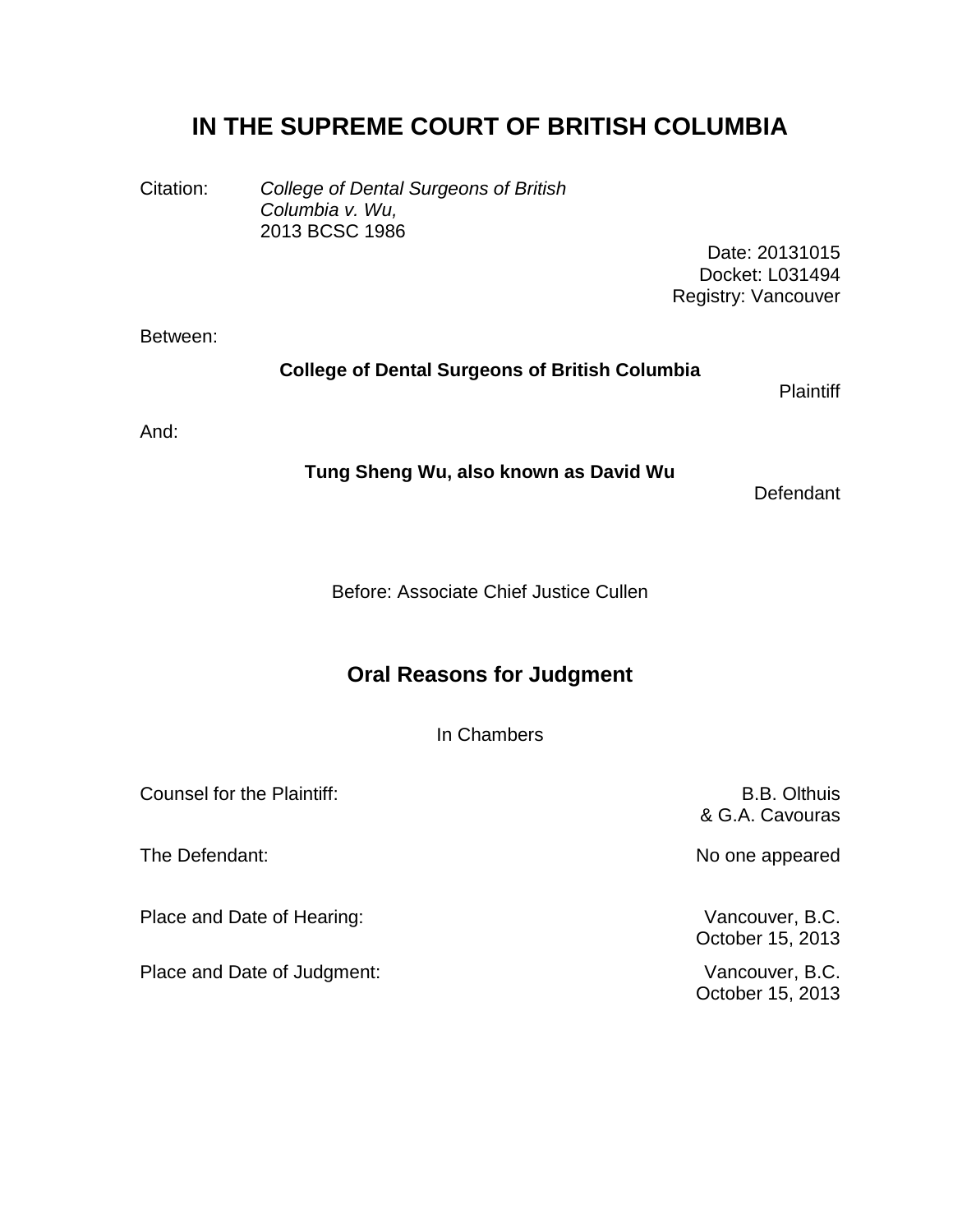# IN THE SUPREME COURT OF BRITISH COLUMBIA

Citation: *College of Dental Surgeons of British Columbia v. Wu,* 2013 BCSC 1986

Date: 20131015
Docket: L031494
Registry: Vancouver

Between:

**College of Dental Surgeons of British Columbia**

Plaintiff

And:

**Tung Sheng Wu, also known as David Wu**

Defendant

Before: Associate Chief Justice Cullen

## Oral Reasons for Judgment

In Chambers

| | |
|---|---|
| Counsel for the Plaintiff: | B.B. Olthuis & G.A. Cavouras |
| The Defendant: | No one appeared |
| Place and Date of Hearing: | Vancouver, B.C. October 15, 2013 |
| Place and Date of Judgment: | Vancouver, B.C. October 15, 2013 |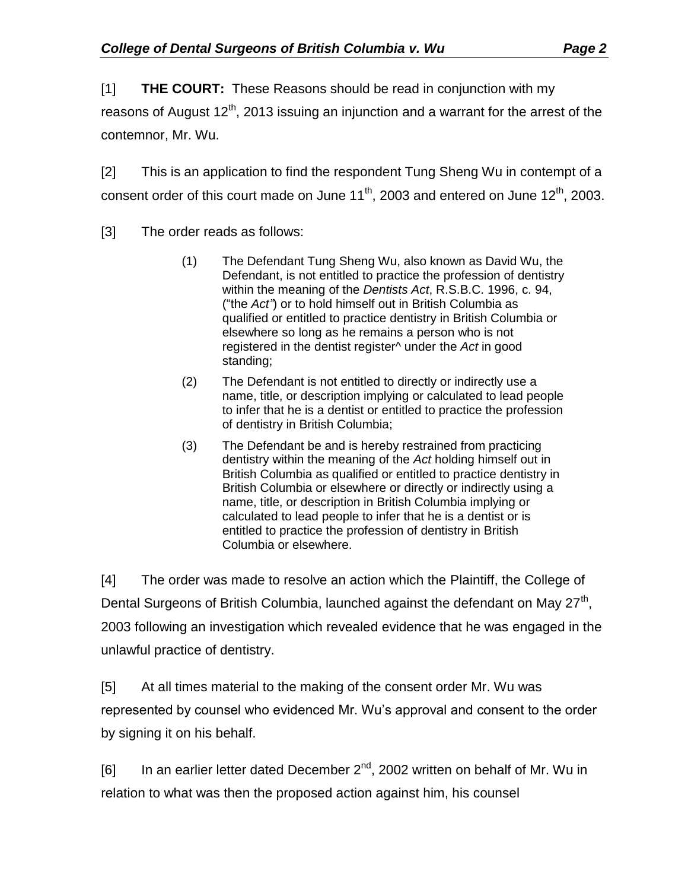[1] **THE COURT:** These Reasons should be read in conjunction with my reasons of August 12th, 2013 issuing an injunction and a warrant for the arrest of the contemnor, Mr. Wu.

[2] This is an application to find the respondent Tung Sheng Wu in contempt of a consent order of this court made on June 11th, 2003 and entered on June 12th, 2003.

[3] The order reads as follows:

> (1) The Defendant Tung Sheng Wu, also known as David Wu, the Defendant, is not entitled to practice the profession of dentistry within the meaning of the *Dentists Act*, R.S.B.C. 1996, c. 94, ("the *Act"*) or to hold himself out in British Columbia as qualified or entitled to practice dentistry in British Columbia or elsewhere so long as he remains a person who is not registered in the dentist register^ under the *Act* in good standing;
>
> (2) The Defendant is not entitled to directly or indirectly use a name, title, or description implying or calculated to lead people to infer that he is a dentist or entitled to practice the profession of dentistry in British Columbia;
>
> (3) The Defendant be and is hereby restrained from practicing dentistry within the meaning of the *Act* holding himself out in British Columbia as qualified or entitled to practice dentistry in British Columbia or elsewhere or directly or indirectly using a name, title, or description in British Columbia implying or calculated to lead people to infer that he is a dentist or is entitled to practice the profession of dentistry in British Columbia or elsewhere.

[4] The order was made to resolve an action which the Plaintiff, the College of Dental Surgeons of British Columbia, launched against the defendant on May 27th, 2003 following an investigation which revealed evidence that he was engaged in the unlawful practice of dentistry.

[5] At all times material to the making of the consent order Mr. Wu was represented by counsel who evidenced Mr. Wu's approval and consent to the order by signing it on his behalf.

[6] In an earlier letter dated December 2nd, 2002 written on behalf of Mr. Wu in relation to what was then the proposed action against him, his counsel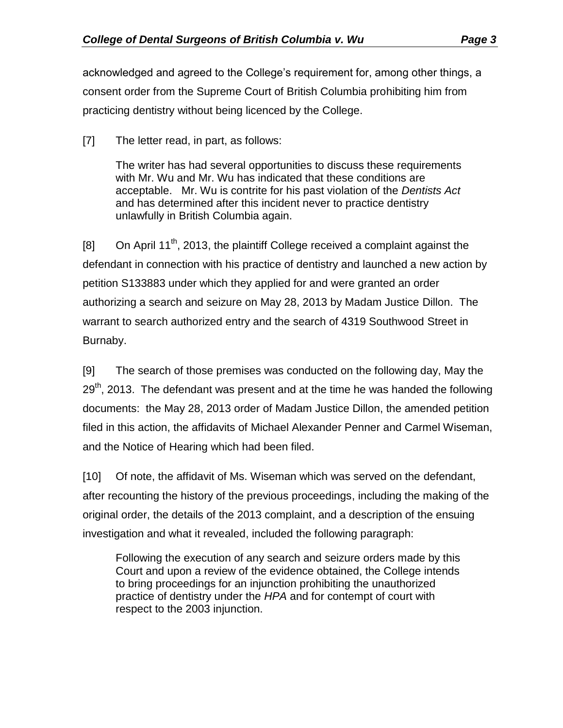acknowledged and agreed to the College's requirement for, among other things, a consent order from the Supreme Court of British Columbia prohibiting him from practicing dentistry without being licenced by the College.

[7] The letter read, in part, as follows:

> The writer has had several opportunities to discuss these requirements with Mr. Wu and Mr. Wu has indicated that these conditions are acceptable. Mr. Wu is contrite for his past violation of the *Dentists Act* and has determined after this incident never to practice dentistry unlawfully in British Columbia again.

[8] On April 11th, 2013, the plaintiff College received a complaint against the defendant in connection with his practice of dentistry and launched a new action by petition S133883 under which they applied for and were granted an order authorizing a search and seizure on May 28, 2013 by Madam Justice Dillon. The warrant to search authorized entry and the search of 4319 Southwood Street in Burnaby.

[9] The search of those premises was conducted on the following day, May the 29th, 2013. The defendant was present and at the time he was handed the following documents: the May 28, 2013 order of Madam Justice Dillon, the amended petition filed in this action, the affidavits of Michael Alexander Penner and Carmel Wiseman, and the Notice of Hearing which had been filed.

[10] Of note, the affidavit of Ms. Wiseman which was served on the defendant, after recounting the history of the previous proceedings, including the making of the original order, the details of the 2013 complaint, and a description of the ensuing investigation and what it revealed, included the following paragraph:

> Following the execution of any search and seizure orders made by this Court and upon a review of the evidence obtained, the College intends to bring proceedings for an injunction prohibiting the unauthorized practice of dentistry under the *HPA* and for contempt of court with respect to the 2003 injunction.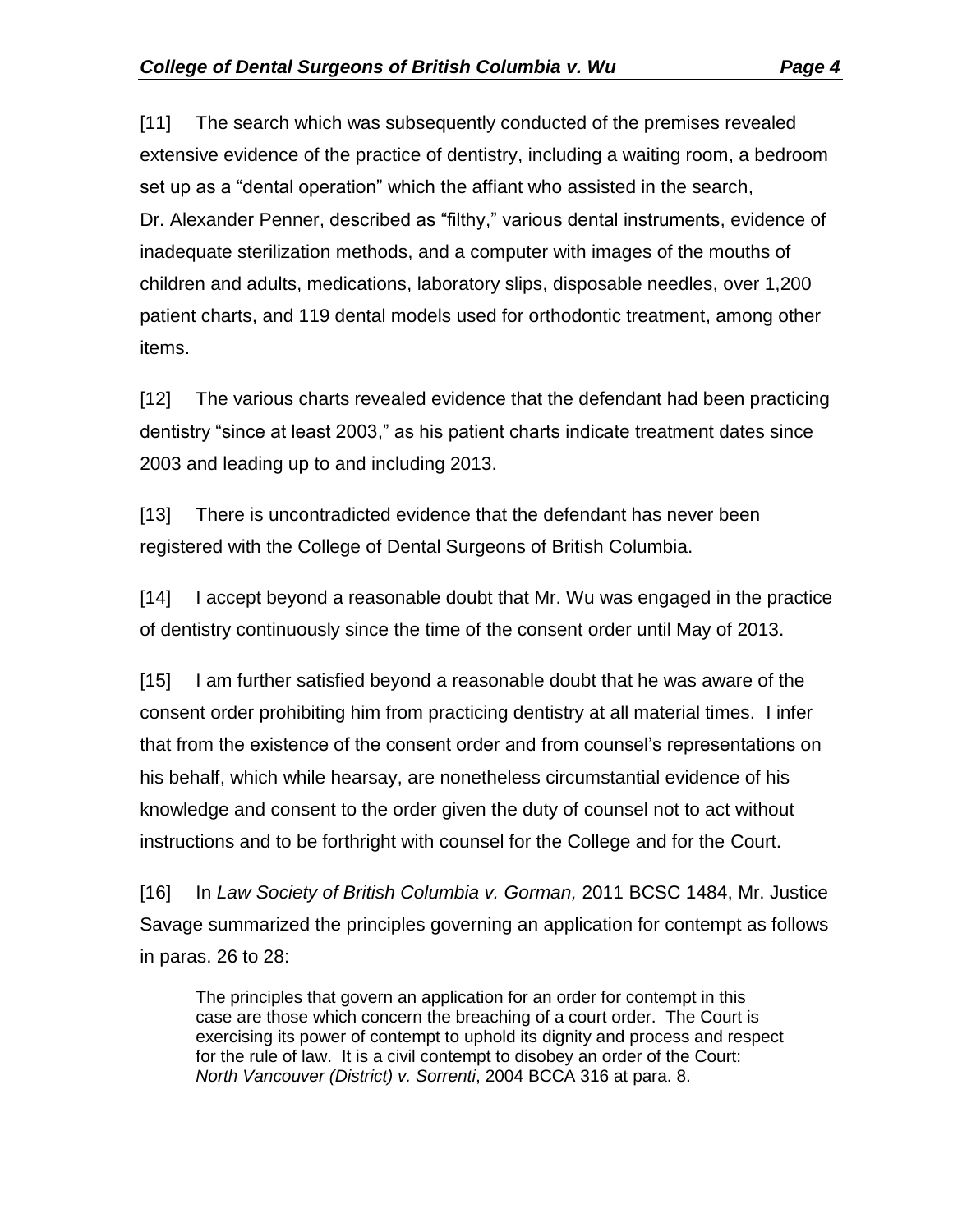[11] The search which was subsequently conducted of the premises revealed extensive evidence of the practice of dentistry, including a waiting room, a bedroom set up as a "dental operation" which the affiant who assisted in the search, Dr. Alexander Penner, described as "filthy," various dental instruments, evidence of inadequate sterilization methods, and a computer with images of the mouths of children and adults, medications, laboratory slips, disposable needles, over 1,200 patient charts, and 119 dental models used for orthodontic treatment, among other items.

[12] The various charts revealed evidence that the defendant had been practicing dentistry "since at least 2003," as his patient charts indicate treatment dates since 2003 and leading up to and including 2013.

[13] There is uncontradicted evidence that the defendant has never been registered with the College of Dental Surgeons of British Columbia.

[14] I accept beyond a reasonable doubt that Mr. Wu was engaged in the practice of dentistry continuously since the time of the consent order until May of 2013.

[15] I am further satisfied beyond a reasonable doubt that he was aware of the consent order prohibiting him from practicing dentistry at all material times. I infer that from the existence of the consent order and from counsel's representations on his behalf, which while hearsay, are nonetheless circumstantial evidence of his knowledge and consent to the order given the duty of counsel not to act without instructions and to be forthright with counsel for the College and for the Court.

[16] In *Law Society of British Columbia v. Gorman,* 2011 BCSC 1484, Mr. Justice Savage summarized the principles governing an application for contempt as follows in paras. 26 to 28:

> The principles that govern an application for an order for contempt in this case are those which concern the breaching of a court order. The Court is exercising its power of contempt to uphold its dignity and process and respect for the rule of law. It is a civil contempt to disobey an order of the Court: *North Vancouver (District) v. Sorrenti*, 2004 BCCA 316 at para. 8.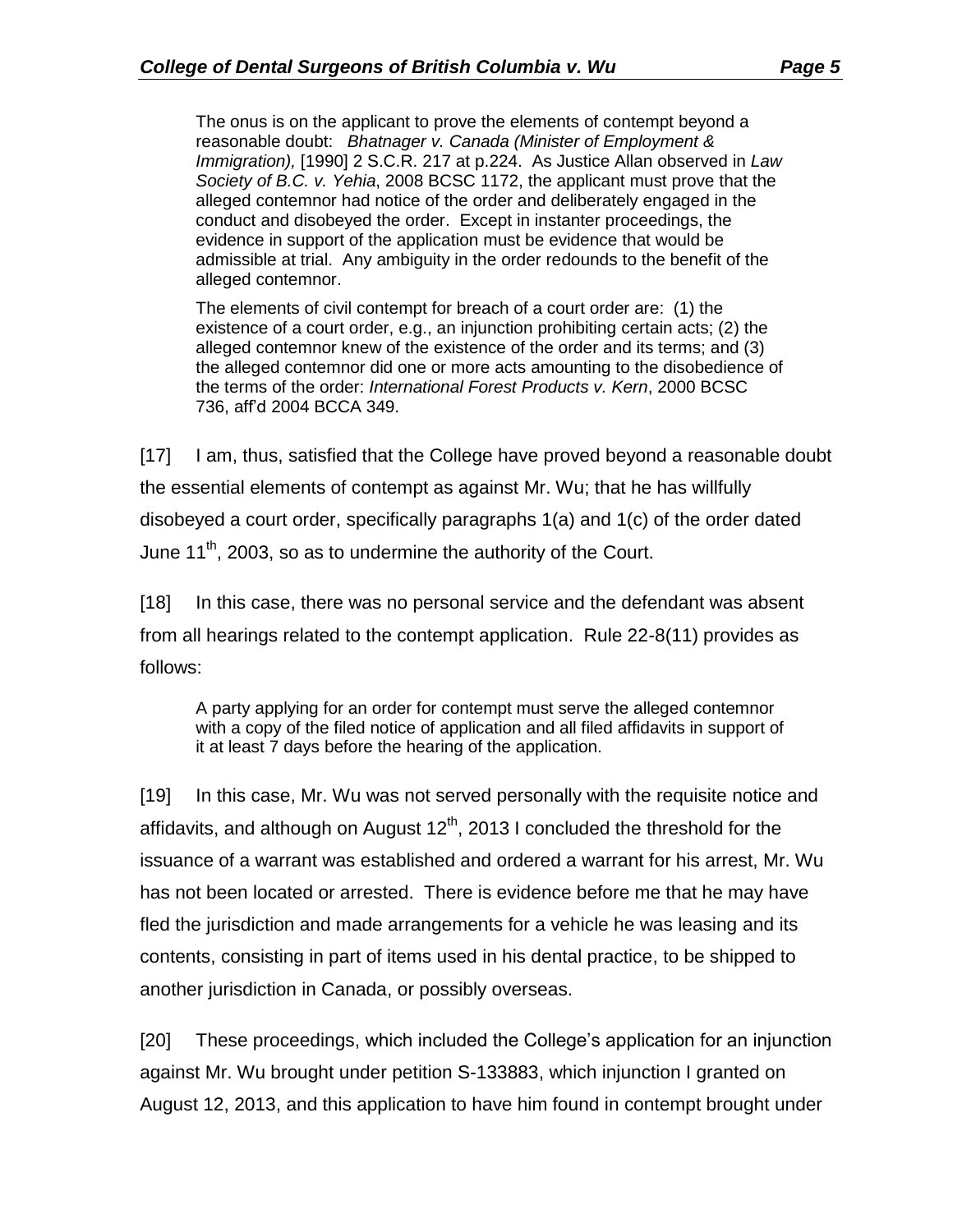> The onus is on the applicant to prove the elements of contempt beyond a reasonable doubt: *Bhatnager v. Canada (Minister of Employment & Immigration),* [1990] 2 S.C.R. 217 at p.224. As Justice Allan observed in *Law Society of B.C. v. Yehia*, 2008 BCSC 1172, the applicant must prove that the alleged contemnor had notice of the order and deliberately engaged in the conduct and disobeyed the order. Except in instanter proceedings, the evidence in support of the application must be evidence that would be admissible at trial. Any ambiguity in the order redounds to the benefit of the alleged contemnor.
>
> The elements of civil contempt for breach of a court order are: (1) the existence of a court order, e.g., an injunction prohibiting certain acts; (2) the alleged contemnor knew of the existence of the order and its terms; and (3) the alleged contemnor did one or more acts amounting to the disobedience of the terms of the order: *International Forest Products v. Kern*, 2000 BCSC 736, aff'd 2004 BCCA 349.

[17] I am, thus, satisfied that the College have proved beyond a reasonable doubt the essential elements of contempt as against Mr. Wu; that he has willfully disobeyed a court order, specifically paragraphs 1(a) and 1(c) of the order dated June 11th, 2003, so as to undermine the authority of the Court.

[18] In this case, there was no personal service and the defendant was absent from all hearings related to the contempt application. Rule 22-8(11) provides as follows:

> A party applying for an order for contempt must serve the alleged contemnor with a copy of the filed notice of application and all filed affidavits in support of it at least 7 days before the hearing of the application.

[19] In this case, Mr. Wu was not served personally with the requisite notice and affidavits, and although on August 12th, 2013 I concluded the threshold for the issuance of a warrant was established and ordered a warrant for his arrest, Mr. Wu has not been located or arrested. There is evidence before me that he may have fled the jurisdiction and made arrangements for a vehicle he was leasing and its contents, consisting in part of items used in his dental practice, to be shipped to another jurisdiction in Canada, or possibly overseas.

[20] These proceedings, which included the College's application for an injunction against Mr. Wu brought under petition S-133883, which injunction I granted on August 12, 2013, and this application to have him found in contempt brought under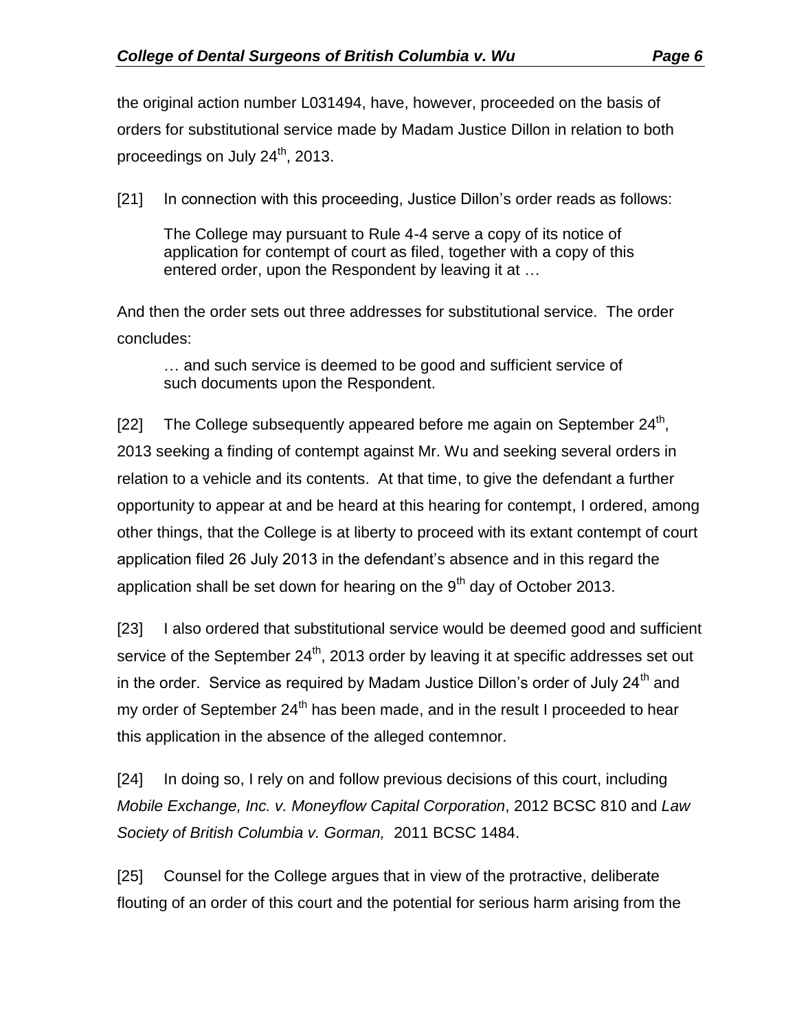the original action number L031494, have, however, proceeded on the basis of orders for substitutional service made by Madam Justice Dillon in relation to both proceedings on July 24th, 2013.

[21] In connection with this proceeding, Justice Dillon's order reads as follows:

> The College may pursuant to Rule 4-4 serve a copy of its notice of application for contempt of court as filed, together with a copy of this entered order, upon the Respondent by leaving it at …

And then the order sets out three addresses for substitutional service. The order concludes:

> … and such service is deemed to be good and sufficient service of such documents upon the Respondent.

[22] The College subsequently appeared before me again on September 24th, 2013 seeking a finding of contempt against Mr. Wu and seeking several orders in relation to a vehicle and its contents. At that time, to give the defendant a further opportunity to appear at and be heard at this hearing for contempt, I ordered, among other things, that the College is at liberty to proceed with its extant contempt of court application filed 26 July 2013 in the defendant's absence and in this regard the application shall be set down for hearing on the 9th day of October 2013.

[23] I also ordered that substitutional service would be deemed good and sufficient service of the September 24th, 2013 order by leaving it at specific addresses set out in the order. Service as required by Madam Justice Dillon's order of July 24th and my order of September 24th has been made, and in the result I proceeded to hear this application in the absence of the alleged contemnor.

[24] In doing so, I rely on and follow previous decisions of this court, including *Mobile Exchange, Inc. v. Moneyflow Capital Corporation*, 2012 BCSC 810 and *Law Society of British Columbia v. Gorman,* 2011 BCSC 1484.

[25] Counsel for the College argues that in view of the protractive, deliberate flouting of an order of this court and the potential for serious harm arising from the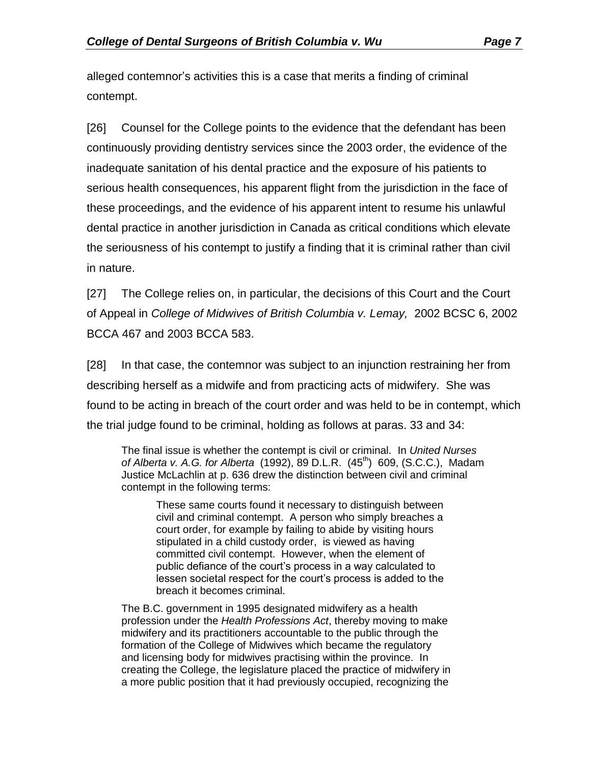alleged contemnor's activities this is a case that merits a finding of criminal contempt.

[26] Counsel for the College points to the evidence that the defendant has been continuously providing dentistry services since the 2003 order, the evidence of the inadequate sanitation of his dental practice and the exposure of his patients to serious health consequences, his apparent flight from the jurisdiction in the face of these proceedings, and the evidence of his apparent intent to resume his unlawful dental practice in another jurisdiction in Canada as critical conditions which elevate the seriousness of his contempt to justify a finding that it is criminal rather than civil in nature.

[27] The College relies on, in particular, the decisions of this Court and the Court of Appeal in *College of Midwives of British Columbia v. Lemay,* 2002 BCSC 6, 2002 BCCA 467 and 2003 BCCA 583.

[28] In that case, the contemnor was subject to an injunction restraining her from describing herself as a midwife and from practicing acts of midwifery. She was found to be acting in breach of the court order and was held to be in contempt, which the trial judge found to be criminal, holding as follows at paras. 33 and 34:

> The final issue is whether the contempt is civil or criminal. In *United Nurses of Alberta v. A.G. for Alberta* (1992), 89 D.L.R. (45th) 609, (S.C.C.), Madam Justice McLachlin at p. 636 drew the distinction between civil and criminal contempt in the following terms:
>
> > These same courts found it necessary to distinguish between civil and criminal contempt. A person who simply breaches a court order, for example by failing to abide by visiting hours stipulated in a child custody order, is viewed as having committed civil contempt. However, when the element of public defiance of the court's process in a way calculated to lessen societal respect for the court's process is added to the breach it becomes criminal.
>
> The B.C. government in 1995 designated midwifery as a health profession under the *Health Professions Act*, thereby moving to make midwifery and its practitioners accountable to the public through the formation of the College of Midwives which became the regulatory and licensing body for midwives practising within the province. In creating the College, the legislature placed the practice of midwifery in a more public position that it had previously occupied, recognizing the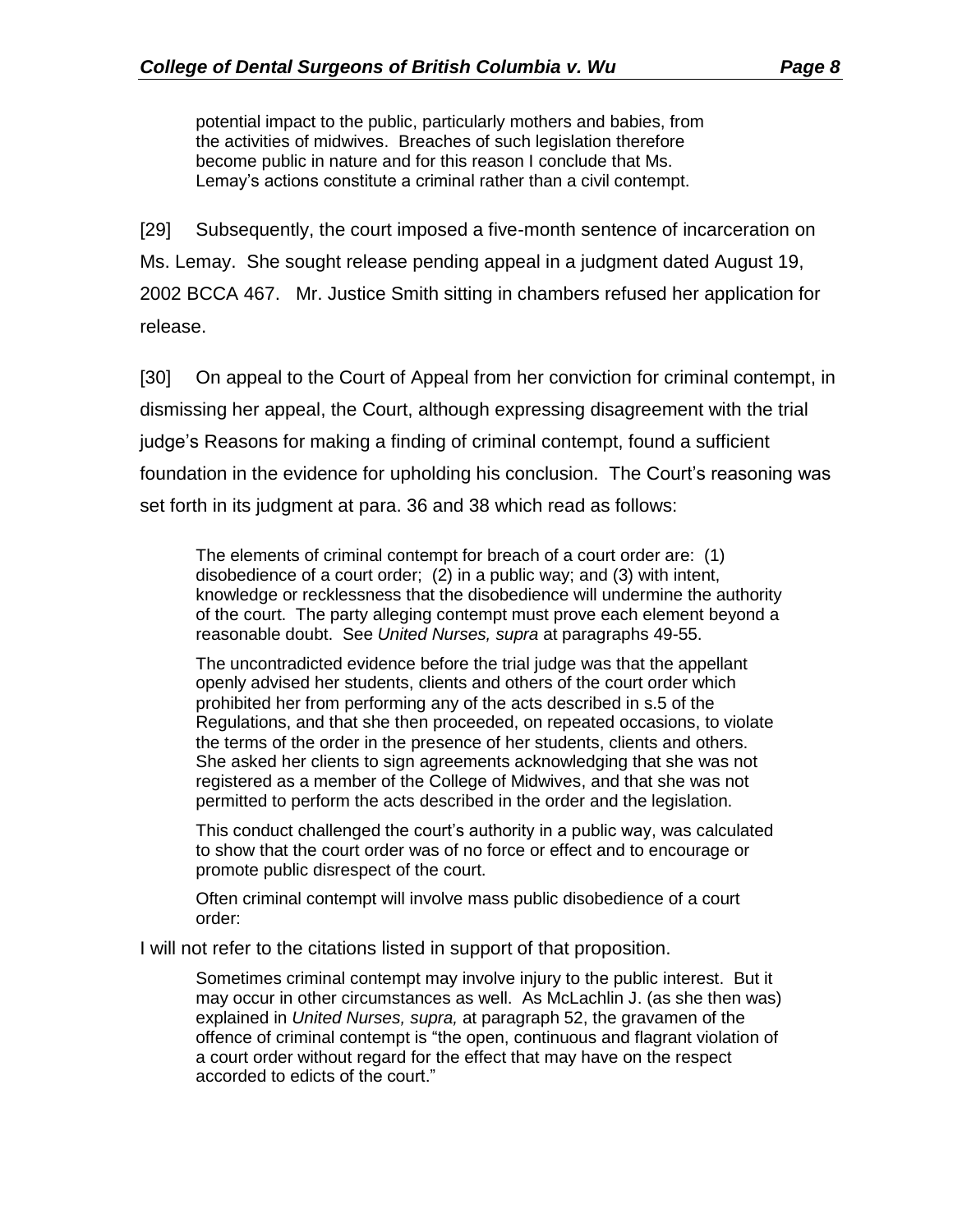> potential impact to the public, particularly mothers and babies, from the activities of midwives. Breaches of such legislation therefore become public in nature and for this reason I conclude that Ms. Lemay's actions constitute a criminal rather than a civil contempt.

[29] Subsequently, the court imposed a five-month sentence of incarceration on Ms. Lemay. She sought release pending appeal in a judgment dated August 19, 2002 BCCA 467. Mr. Justice Smith sitting in chambers refused her application for release.

[30] On appeal to the Court of Appeal from her conviction for criminal contempt, in dismissing her appeal, the Court, although expressing disagreement with the trial judge's Reasons for making a finding of criminal contempt, found a sufficient foundation in the evidence for upholding his conclusion. The Court's reasoning was set forth in its judgment at para. 36 and 38 which read as follows:

> The elements of criminal contempt for breach of a court order are: (1) disobedience of a court order; (2) in a public way; and (3) with intent, knowledge or recklessness that the disobedience will undermine the authority of the court. The party alleging contempt must prove each element beyond a reasonable doubt. See *United Nurses, supra* at paragraphs 49-55.
>
> The uncontradicted evidence before the trial judge was that the appellant openly advised her students, clients and others of the court order which prohibited her from performing any of the acts described in s.5 of the Regulations, and that she then proceeded, on repeated occasions, to violate the terms of the order in the presence of her students, clients and others. She asked her clients to sign agreements acknowledging that she was not registered as a member of the College of Midwives, and that she was not permitted to perform the acts described in the order and the legislation.
>
> This conduct challenged the court's authority in a public way, was calculated to show that the court order was of no force or effect and to encourage or promote public disrespect of the court.
>
> Often criminal contempt will involve mass public disobedience of a court order:

I will not refer to the citations listed in support of that proposition.

> Sometimes criminal contempt may involve injury to the public interest. But it may occur in other circumstances as well. As McLachlin J. (as she then was) explained in *United Nurses, supra,* at paragraph 52, the gravamen of the offence of criminal contempt is "the open, continuous and flagrant violation of a court order without regard for the effect that may have on the respect accorded to edicts of the court."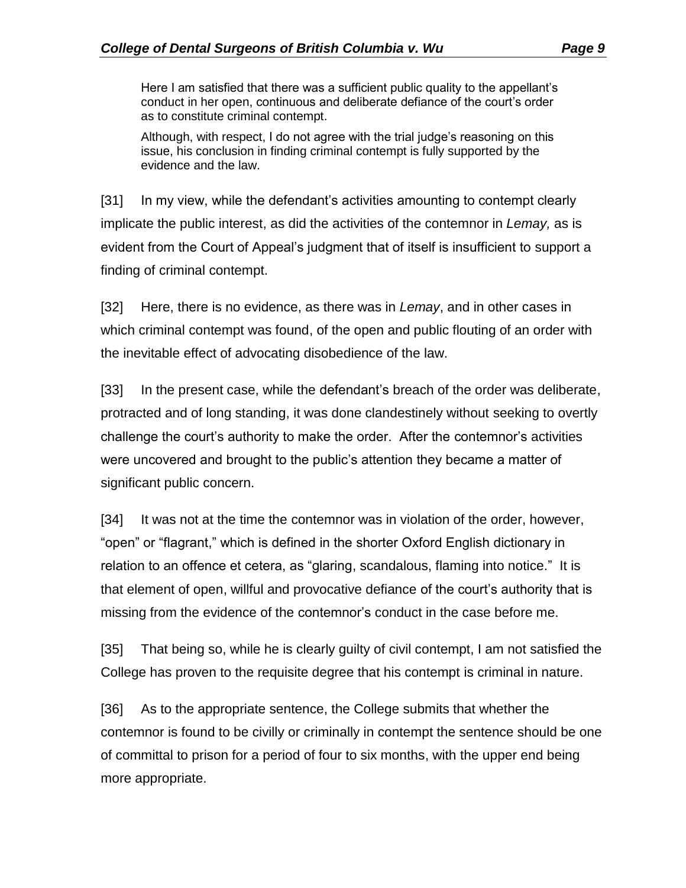> Here I am satisfied that there was a sufficient public quality to the appellant's conduct in her open, continuous and deliberate defiance of the court's order as to constitute criminal contempt.
>
> Although, with respect, I do not agree with the trial judge's reasoning on this issue, his conclusion in finding criminal contempt is fully supported by the evidence and the law.

[31] In my view, while the defendant's activities amounting to contempt clearly implicate the public interest, as did the activities of the contemnor in *Lemay,* as is evident from the Court of Appeal's judgment that of itself is insufficient to support a finding of criminal contempt.

[32] Here, there is no evidence, as there was in *Lemay*, and in other cases in which criminal contempt was found, of the open and public flouting of an order with the inevitable effect of advocating disobedience of the law.

[33] In the present case, while the defendant's breach of the order was deliberate, protracted and of long standing, it was done clandestinely without seeking to overtly challenge the court's authority to make the order. After the contemnor's activities were uncovered and brought to the public's attention they became a matter of significant public concern.

[34] It was not at the time the contemnor was in violation of the order, however, "open" or "flagrant," which is defined in the shorter Oxford English dictionary in relation to an offence et cetera, as "glaring, scandalous, flaming into notice." It is that element of open, willful and provocative defiance of the court's authority that is missing from the evidence of the contemnor's conduct in the case before me.

[35] That being so, while he is clearly guilty of civil contempt, I am not satisfied the College has proven to the requisite degree that his contempt is criminal in nature.

[36] As to the appropriate sentence, the College submits that whether the contemnor is found to be civilly or criminally in contempt the sentence should be one of committal to prison for a period of four to six months, with the upper end being more appropriate.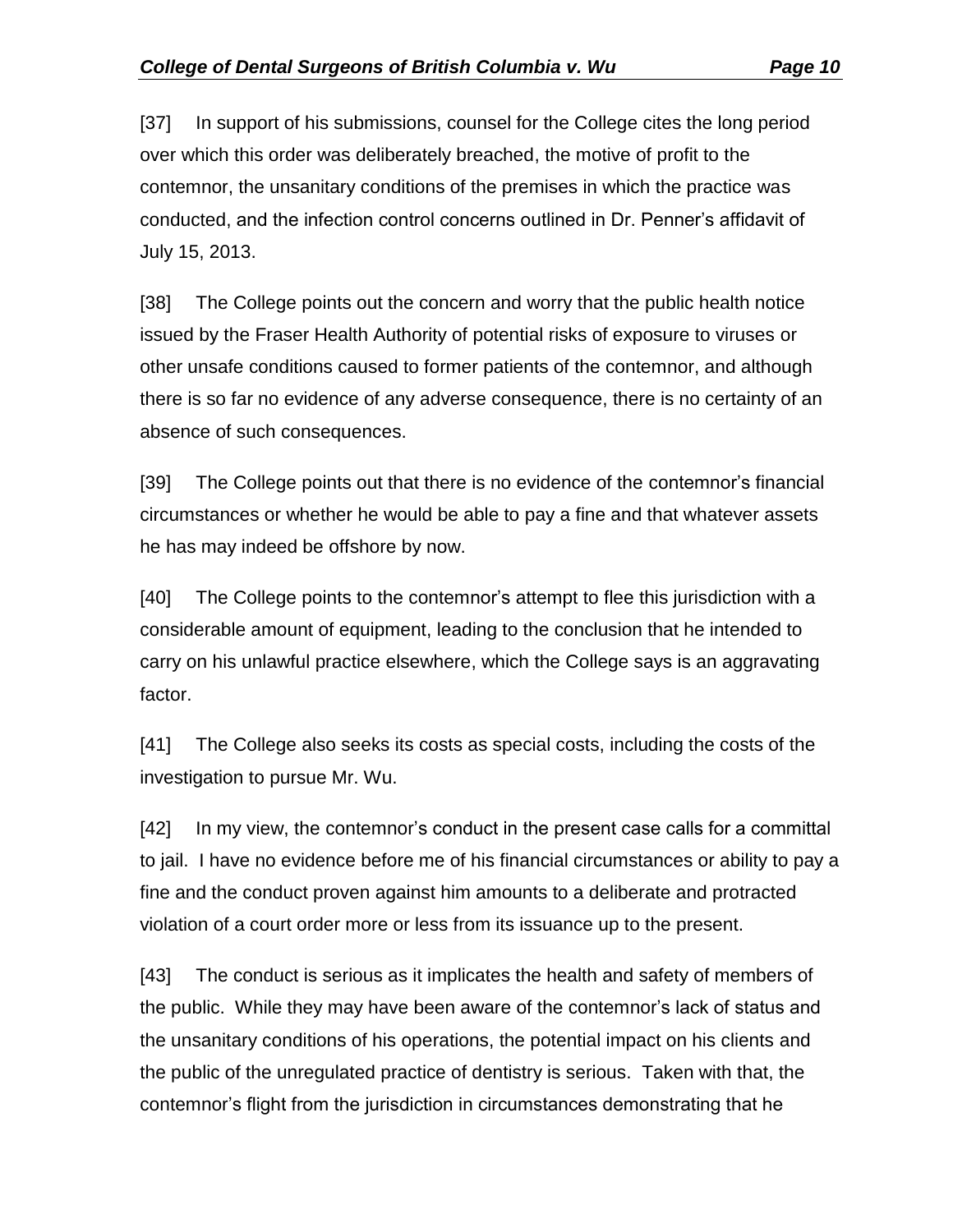[37] In support of his submissions, counsel for the College cites the long period over which this order was deliberately breached, the motive of profit to the contemnor, the unsanitary conditions of the premises in which the practice was conducted, and the infection control concerns outlined in Dr. Penner's affidavit of July 15, 2013.

[38] The College points out the concern and worry that the public health notice issued by the Fraser Health Authority of potential risks of exposure to viruses or other unsafe conditions caused to former patients of the contemnor, and although there is so far no evidence of any adverse consequence, there is no certainty of an absence of such consequences.

[39] The College points out that there is no evidence of the contemnor's financial circumstances or whether he would be able to pay a fine and that whatever assets he has may indeed be offshore by now.

[40] The College points to the contemnor's attempt to flee this jurisdiction with a considerable amount of equipment, leading to the conclusion that he intended to carry on his unlawful practice elsewhere, which the College says is an aggravating factor.

[41] The College also seeks its costs as special costs, including the costs of the investigation to pursue Mr. Wu.

[42] In my view, the contemnor's conduct in the present case calls for a committal to jail. I have no evidence before me of his financial circumstances or ability to pay a fine and the conduct proven against him amounts to a deliberate and protracted violation of a court order more or less from its issuance up to the present.

[43] The conduct is serious as it implicates the health and safety of members of the public. While they may have been aware of the contemnor's lack of status and the unsanitary conditions of his operations, the potential impact on his clients and the public of the unregulated practice of dentistry is serious. Taken with that, the contemnor's flight from the jurisdiction in circumstances demonstrating that he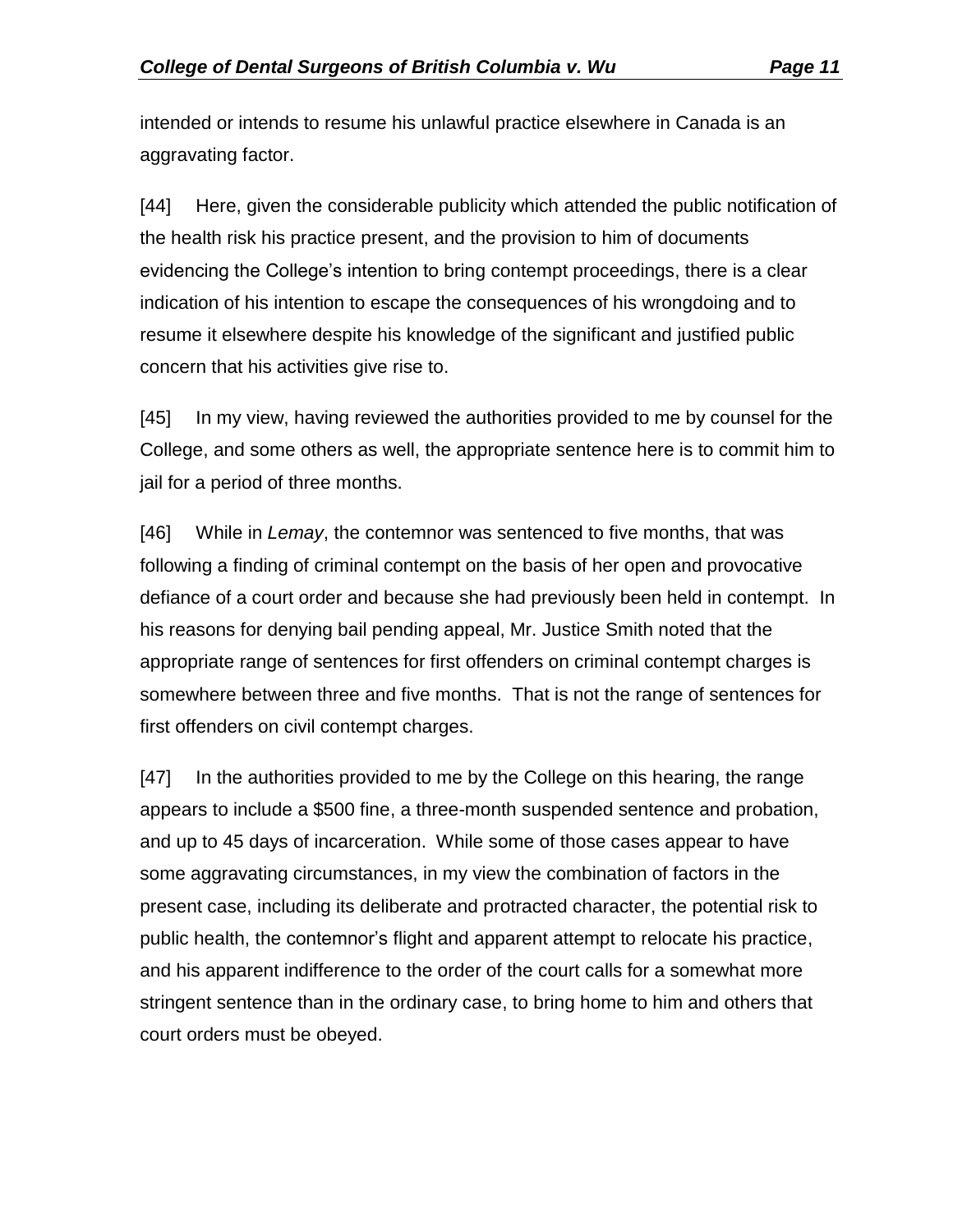intended or intends to resume his unlawful practice elsewhere in Canada is an aggravating factor.

[44] Here, given the considerable publicity which attended the public notification of the health risk his practice present, and the provision to him of documents evidencing the College's intention to bring contempt proceedings, there is a clear indication of his intention to escape the consequences of his wrongdoing and to resume it elsewhere despite his knowledge of the significant and justified public concern that his activities give rise to.

[45] In my view, having reviewed the authorities provided to me by counsel for the College, and some others as well, the appropriate sentence here is to commit him to jail for a period of three months.

[46] While in *Lemay*, the contemnor was sentenced to five months, that was following a finding of criminal contempt on the basis of her open and provocative defiance of a court order and because she had previously been held in contempt. In his reasons for denying bail pending appeal, Mr. Justice Smith noted that the appropriate range of sentences for first offenders on criminal contempt charges is somewhere between three and five months. That is not the range of sentences for first offenders on civil contempt charges.

[47] In the authorities provided to me by the College on this hearing, the range appears to include a $500 fine, a three-month suspended sentence and probation, and up to 45 days of incarceration. While some of those cases appear to have some aggravating circumstances, in my view the combination of factors in the present case, including its deliberate and protracted character, the potential risk to public health, the contemnor's flight and apparent attempt to relocate his practice, and his apparent indifference to the order of the court calls for a somewhat more stringent sentence than in the ordinary case, to bring home to him and others that court orders must be obeyed.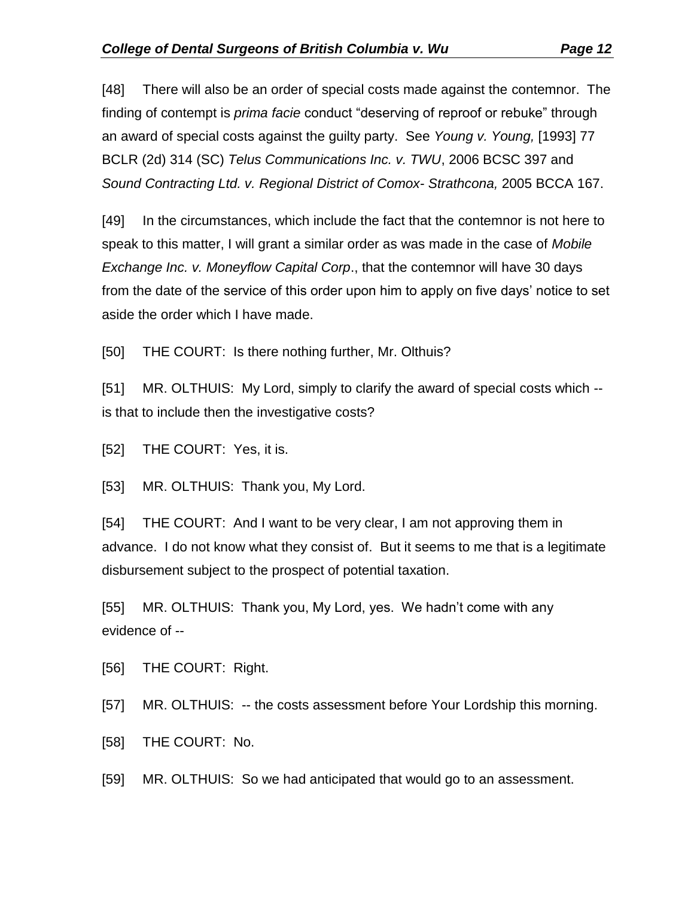[48] There will also be an order of special costs made against the contemnor. The finding of contempt is *prima facie* conduct "deserving of reproof or rebuke" through an award of special costs against the guilty party. See *Young v. Young,* [1993] 77 BCLR (2d) 314 (SC) *Telus Communications Inc. v. TWU*, 2006 BCSC 397 and *Sound Contracting Ltd. v. Regional District of Comox- Strathcona,* 2005 BCCA 167.

[49] In the circumstances, which include the fact that the contemnor is not here to speak to this matter, I will grant a similar order as was made in the case of *Mobile Exchange Inc. v. Moneyflow Capital Corp*., that the contemnor will have 30 days from the date of the service of this order upon him to apply on five days' notice to set aside the order which I have made.

[50] THE COURT: Is there nothing further, Mr. Olthuis?

[51] MR. OLTHUIS: My Lord, simply to clarify the award of special costs which -- is that to include then the investigative costs?

[52] THE COURT: Yes, it is.

[53] MR. OLTHUIS: Thank you, My Lord.

[54] THE COURT: And I want to be very clear, I am not approving them in advance. I do not know what they consist of. But it seems to me that is a legitimate disbursement subject to the prospect of potential taxation.

[55] MR. OLTHUIS: Thank you, My Lord, yes. We hadn't come with any evidence of --

[56] THE COURT: Right.

[57] MR. OLTHUIS: -- the costs assessment before Your Lordship this morning.

[58] THE COURT: No.

[59] MR. OLTHUIS: So we had anticipated that would go to an assessment.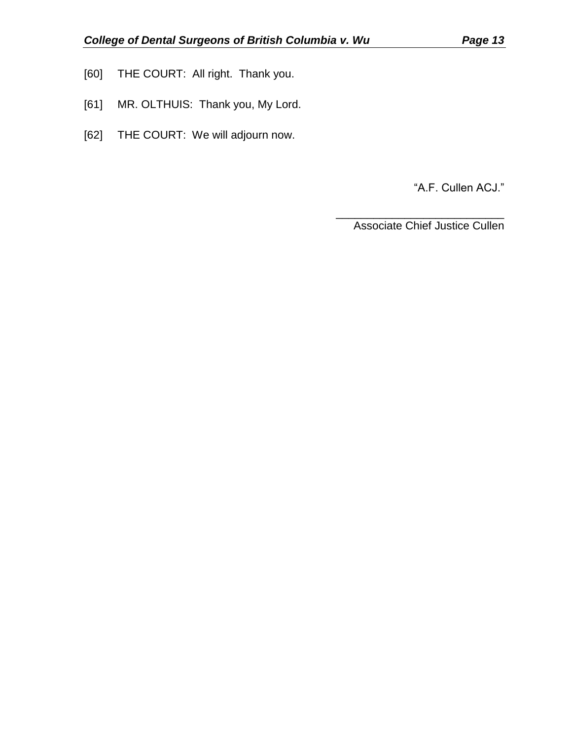[60] THE COURT: All right. Thank you.

[61] MR. OLTHUIS: Thank you, My Lord.

[62] THE COURT: We will adjourn now.

"A.F. Cullen ACJ."

___________________________

Associate Chief Justice Cullen